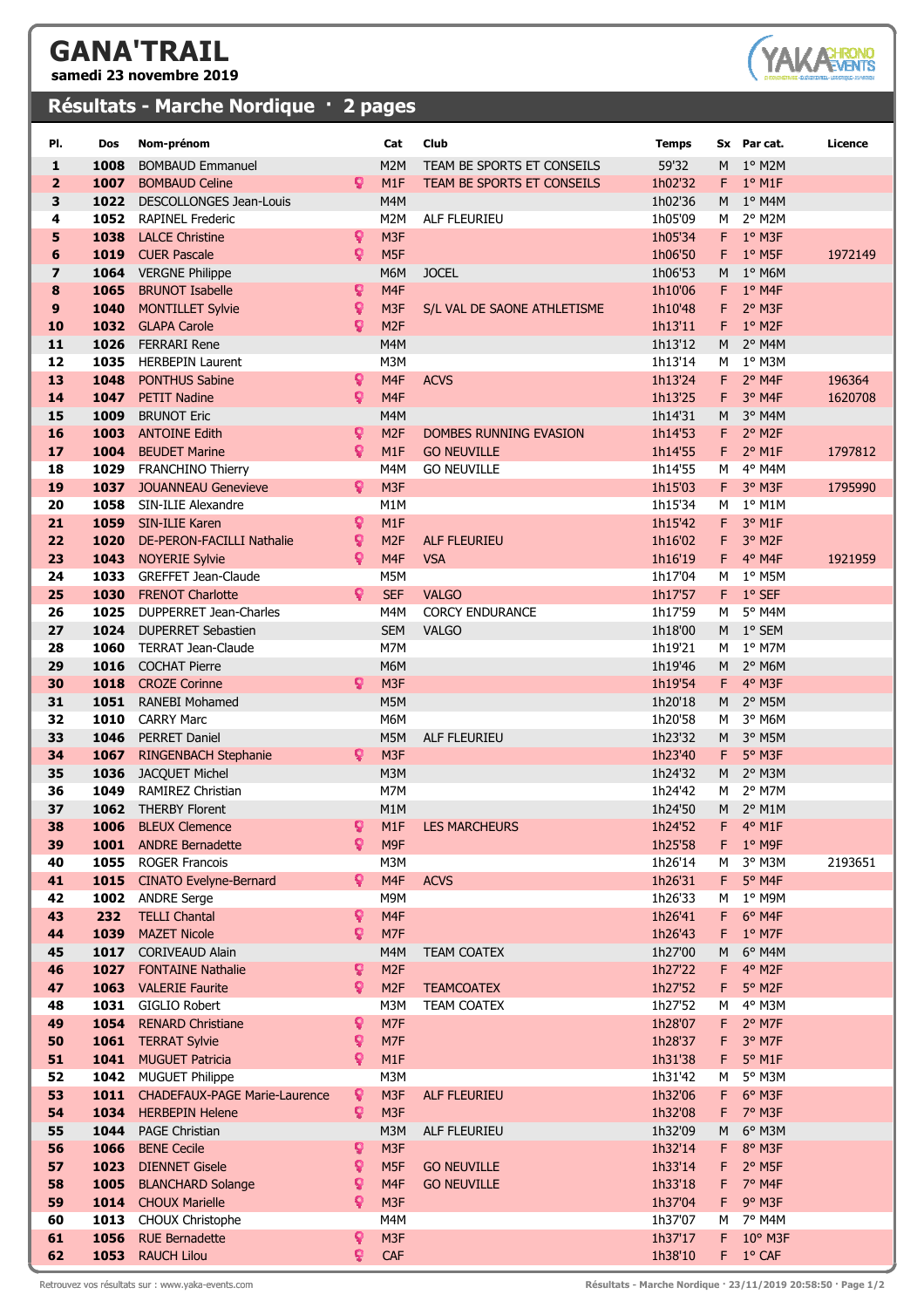# GANA'TRAIL

**samedi 23 novembre 2019**

## Résultats - Marche Nordique · 2 pages

| Pl. | Dos | Nom-prénom | Cat | Club | Temps | Sx | Par cat. | Licence |
|---|---|---|---|---|---|---|---|---|
| 1 | 1008 | BOMBAUD Emmanuel | M2M | TEAM BE SPORTS ET CONSEILS | 59'32 | M | 1° M2M | |
| 2 | 1007 | BOMBAUD Celine | M1F | TEAM BE SPORTS ET CONSEILS | 1h02'32 | F | 1° M1F | |
| 3 | 1022 | DESCOLLONGES Jean-Louis | M4M | | 1h02'36 | M | 1° M4M | |
| 4 | 1052 | RAPINEL Frederic | M2M | ALF FLEURIEU | 1h05'09 | M | 2° M2M | |
| 5 | 1038 | LALCE Christine | M3F | | 1h05'34 | F | 1° M3F | |
| 6 | 1019 | CUER Pascale | M5F | | 1h06'50 | F | 1° M5F | 1972149 |
| 7 | 1064 | VERGNE Philippe | M6M | JOCEL | 1h06'53 | M | 1° M6M | |
| 8 | 1065 | BRUNOT Isabelle | M4F | | 1h10'06 | F | 1° M4F | |
| 9 | 1040 | MONTILLET Sylvie | M3F | S/L VAL DE SAONE ATHLETISME | 1h10'48 | F | 2° M3F | |
| 10 | 1032 | GLAPA Carole | M2F | | 1h13'11 | F | 1° M2F | |
| 11 | 1026 | FERRARI Rene | M4M | | 1h13'12 | M | 2° M4M | |
| 12 | 1035 | HERBEPIN Laurent | M3M | | 1h13'14 | M | 1° M3M | |
| 13 | 1048 | PONTHUS Sabine | M4F | ACVS | 1h13'24 | F | 2° M4F | 196364 |
| 14 | 1047 | PETIT Nadine | M4F | | 1h13'25 | F | 3° M4F | 1620708 |
| 15 | 1009 | BRUNOT Eric | M4M | | 1h14'31 | M | 3° M4M | |
| 16 | 1003 | ANTOINE Edith | M2F | DOMBES RUNNING EVASION | 1h14'53 | F | 2° M2F | |
| 17 | 1004 | BEUDET Marine | M1F | GO NEUVILLE | 1h14'55 | F | 2° M1F | 1797812 |
| 18 | 1029 | FRANCHINO Thierry | M4M | GO NEUVILLE | 1h14'55 | M | 4° M4M | |
| 19 | 1037 | JOUANNEAU Genevieve | M3F | | 1h15'03 | F | 3° M3F | 1795990 |
| 20 | 1058 | SIN-ILIE Alexandre | M1M | | 1h15'34 | M | 1° M1M | |
| 21 | 1059 | SIN-ILIE Karen | M1F | | 1h15'42 | F | 3° M1F | |
| 22 | 1020 | DE-PERON-FACILLI Nathalie | M2F | ALF FLEURIEU | 1h16'02 | F | 3° M2F | |
| 23 | 1043 | NOYERIE Sylvie | M4F | VSA | 1h16'19 | F | 4° M4F | 1921959 |
| 24 | 1033 | GREFFET Jean-Claude | M5M | | 1h17'04 | M | 1° M5M | |
| 25 | 1030 | FRENOT Charlotte | SEF | VALGO | 1h17'57 | F | 1° SEF | |
| 26 | 1025 | DUPPERRET Jean-Charles | M4M | CORCY ENDURANCE | 1h17'59 | M | 5° M4M | |
| 27 | 1024 | DUPERRET Sebastien | SEM | VALGO | 1h18'00 | M | 1° SEM | |
| 28 | 1060 | TERRAT Jean-Claude | M7M | | 1h19'21 | M | 1° M7M | |
| 29 | 1016 | COCHAT Pierre | M6M | | 1h19'46 | M | 2° M6M | |
| 30 | 1018 | CROZE Corinne | M3F | | 1h19'54 | F | 4° M3F | |
| 31 | 1051 | RANEBI Mohamed | M5M | | 1h20'18 | M | 2° M5M | |
| 32 | 1010 | CARRY Marc | M6M | | 1h20'58 | M | 3° M6M | |
| 33 | 1046 | PERRET Daniel | M5M | ALF FLEURIEU | 1h23'32 | M | 3° M5M | |
| 34 | 1067 | RINGENBACH Stephanie | M3F | | 1h23'40 | F | 5° M3F | |
| 35 | 1036 | JACQUET Michel | M3M | | 1h24'32 | M | 2° M3M | |
| 36 | 1049 | RAMIREZ Christian | M7M | | 1h24'42 | M | 2° M7M | |
| 37 | 1062 | THERBY Florent | M1M | | 1h24'50 | M | 2° M1M | |
| 38 | 1006 | BLEUX Clemence | M1F | LES MARCHEURS | 1h24'52 | F | 4° M1F | |
| 39 | 1001 | ANDRE Bernadette | M9F | | 1h25'58 | F | 1° M9F | |
| 40 | 1055 | ROGER Francois | M3M | | 1h26'14 | M | 3° M3M | 2193651 |
| 41 | 1015 | CINATO Evelyne-Bernard | M4F | ACVS | 1h26'31 | F | 5° M4F | |
| 42 | 1002 | ANDRE Serge | M9M | | 1h26'33 | M | 1° M9M | |
| 43 | 232 | TELLI Chantal | M4F | | 1h26'41 | F | 6° M4F | |
| 44 | 1039 | MAZET Nicole | M7F | | 1h26'43 | F | 1° M7F | |
| 45 | 1017 | CORIVEAUD Alain | M4M | TEAM COATEX | 1h27'00 | M | 6° M4M | |
| 46 | 1027 | FONTAINE Nathalie | M2F | | 1h27'22 | F | 4° M2F | |
| 47 | 1063 | VALERIE Faurite | M2F | TEAMCOATEX | 1h27'52 | F | 5° M2F | |
| 48 | 1031 | GIGLIO Robert | M3M | TEAM COATEX | 1h27'52 | M | 4° M3M | |
| 49 | 1054 | RENARD Christiane | M7F | | 1h28'07 | F | 2° M7F | |
| 50 | 1061 | TERRAT Sylvie | M7F | | 1h28'37 | F | 3° M7F | |
| 51 | 1041 | MUGUET Patricia | M1F | | 1h31'38 | F | 5° M1F | |
| 52 | 1042 | MUGUET Philippe | M3M | | 1h31'42 | M | 5° M3M | |
| 53 | 1011 | CHADEFAUX-PAGE Marie-Laurence | M3F | ALF FLEURIEU | 1h32'06 | F | 6° M3F | |
| 54 | 1034 | HERBEPIN Helene | M3F | | 1h32'08 | F | 7° M3F | |
| 55 | 1044 | PAGE Christian | M3M | ALF FLEURIEU | 1h32'09 | M | 6° M3M | |
| 56 | 1066 | BENE Cecile | M3F | | 1h32'14 | F | 8° M3F | |
| 57 | 1023 | DIENNET Gisele | M5F | GO NEUVILLE | 1h33'14 | F | 2° M5F | |
| 58 | 1005 | BLANCHARD Solange | M4F | GO NEUVILLE | 1h33'18 | F | 7° M4F | |
| 59 | 1014 | CHOUX Marielle | M3F | | 1h37'04 | F | 9° M3F | |
| 60 | 1013 | CHOUX Christophe | M4M | | 1h37'07 | M | 7° M4M | |
| 61 | 1056 | RUE Bernadette | M3F | | 1h37'17 | F | 10° M3F | |
| 62 | 1053 | RAUCH Lilou | CAF | | 1h38'10 | F | 1° CAF | |

Retrouvez vos résultats sur : www.yaka-events.com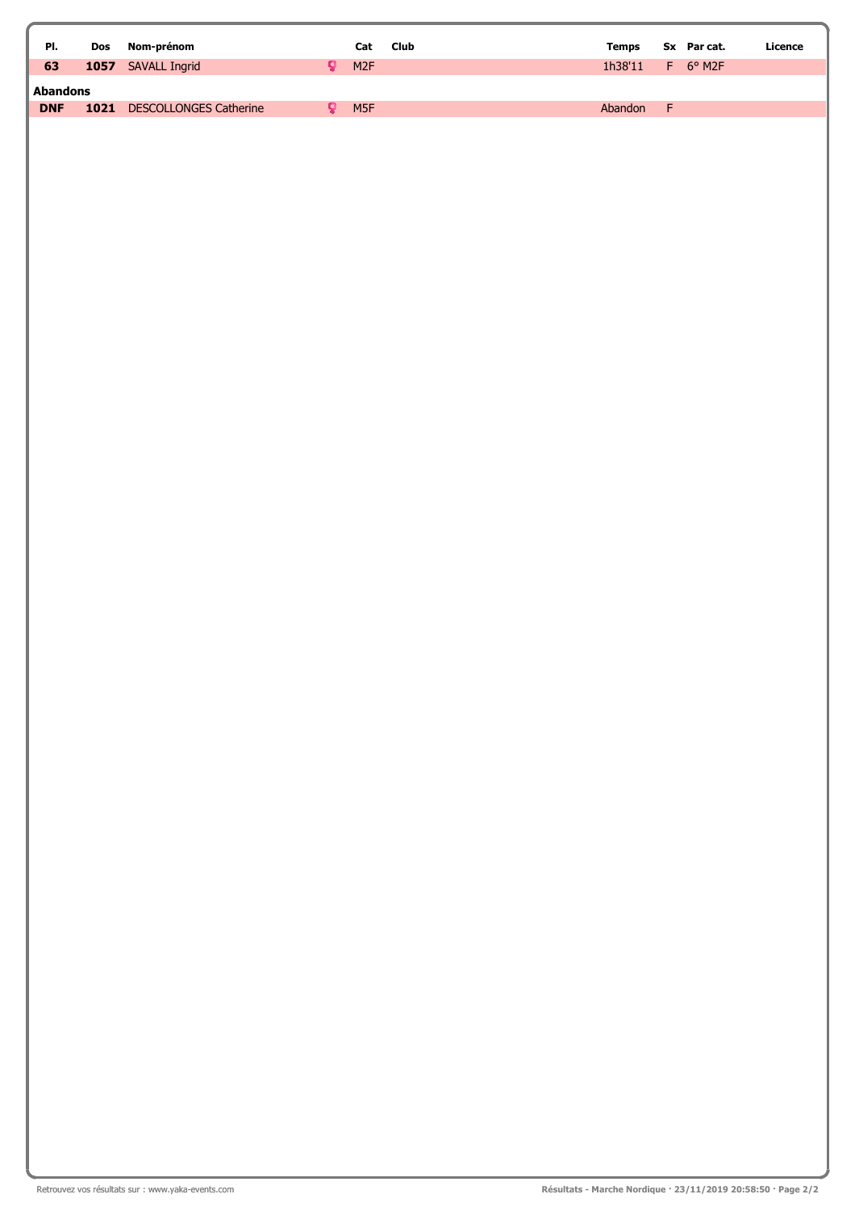| Pl. | Dos | Nom-prénom | | Cat | Club | Temps | Sx | Par cat. | Licence |
|---|---|---|---|---|---|---|---|---|---|
| 63 | 1057 | SAVALL Ingrid | | M2F | | 1h38'11 | F | 6° M2F | |

**Abandons**

| Pl. | Dos | Nom-prénom | | Cat | Club | Temps | Sx | Par cat. | Licence |
|---|---|---|---|---|---|---|---|---|---|
| DNF | 1021 | DESCOLLONGES Catherine | | M5F | | Abandon | F | | |

Retrouvez vos résultats sur : www.yaka-events.com

Résultats - Marche Nordique · 23/11/2019 20:58:50